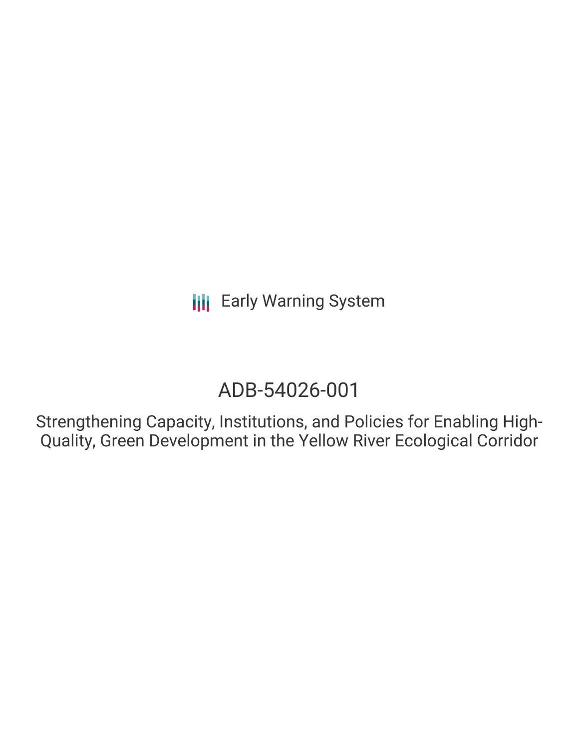Early Warning System

# ADB-54026-001

## Strengthening Capacity, Institutions, and Policies for Enabling High-Quality, Green Development in the Yellow River Ecological Corridor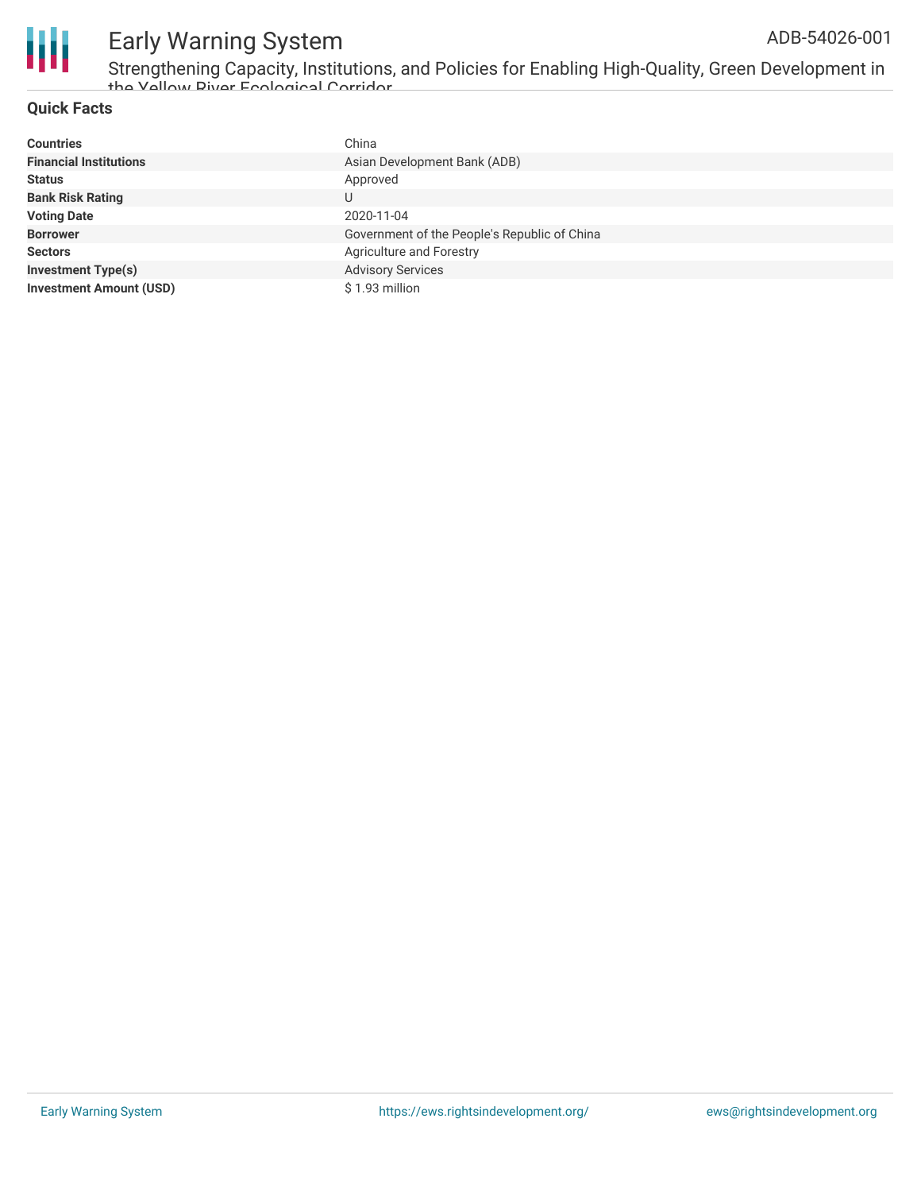## Quick Facts

| | |
|---|---|
| **Countries** | China |
| **Financial Institutions** | Asian Development Bank (ADB) |
| **Status** | Approved |
| **Bank Risk Rating** | U |
| **Voting Date** | 2020-11-04 |
| **Borrower** | Government of the People's Republic of China |
| **Sectors** | Agriculture and Forestry |
| **Investment Type(s)** | Advisory Services |
| **Investment Amount (USD)** | $ 1.93 million |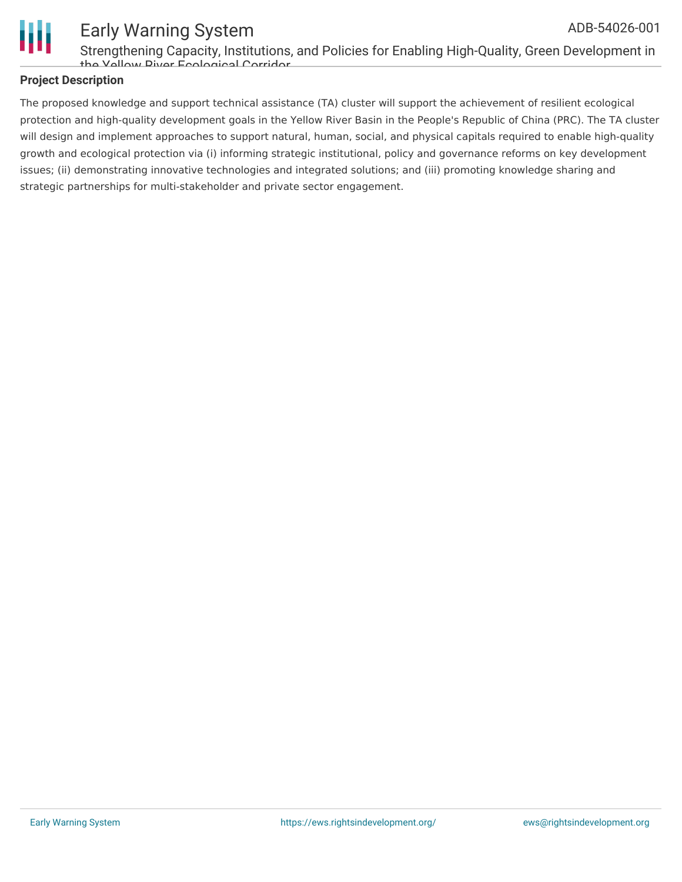## Project Description

The proposed knowledge and support technical assistance (TA) cluster will support the achievement of resilient ecological protection and high-quality development goals in the Yellow River Basin in the People's Republic of China (PRC). The TA cluster will design and implement approaches to support natural, human, social, and physical capitals required to enable high-quality growth and ecological protection via (i) informing strategic institutional, policy and governance reforms on key development issues; (ii) demonstrating innovative technologies and integrated solutions; and (iii) promoting knowledge sharing and strategic partnerships for multi-stakeholder and private sector engagement.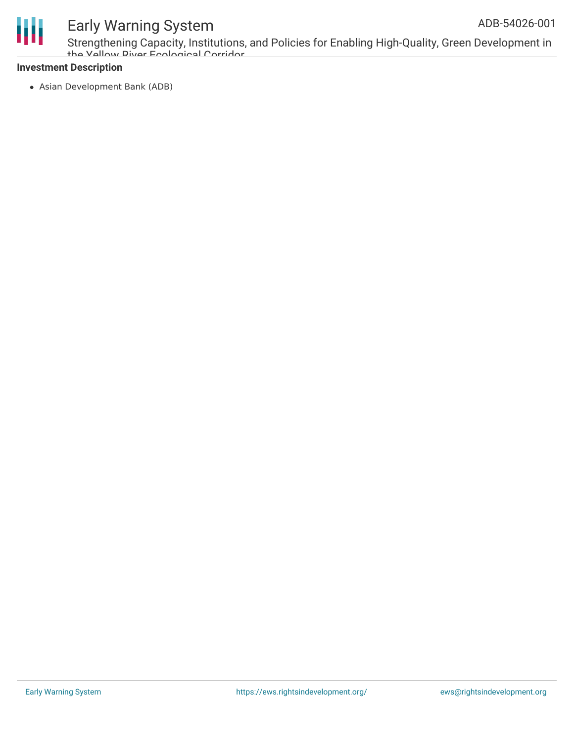**Investment Description**

- Asian Development Bank (ADB)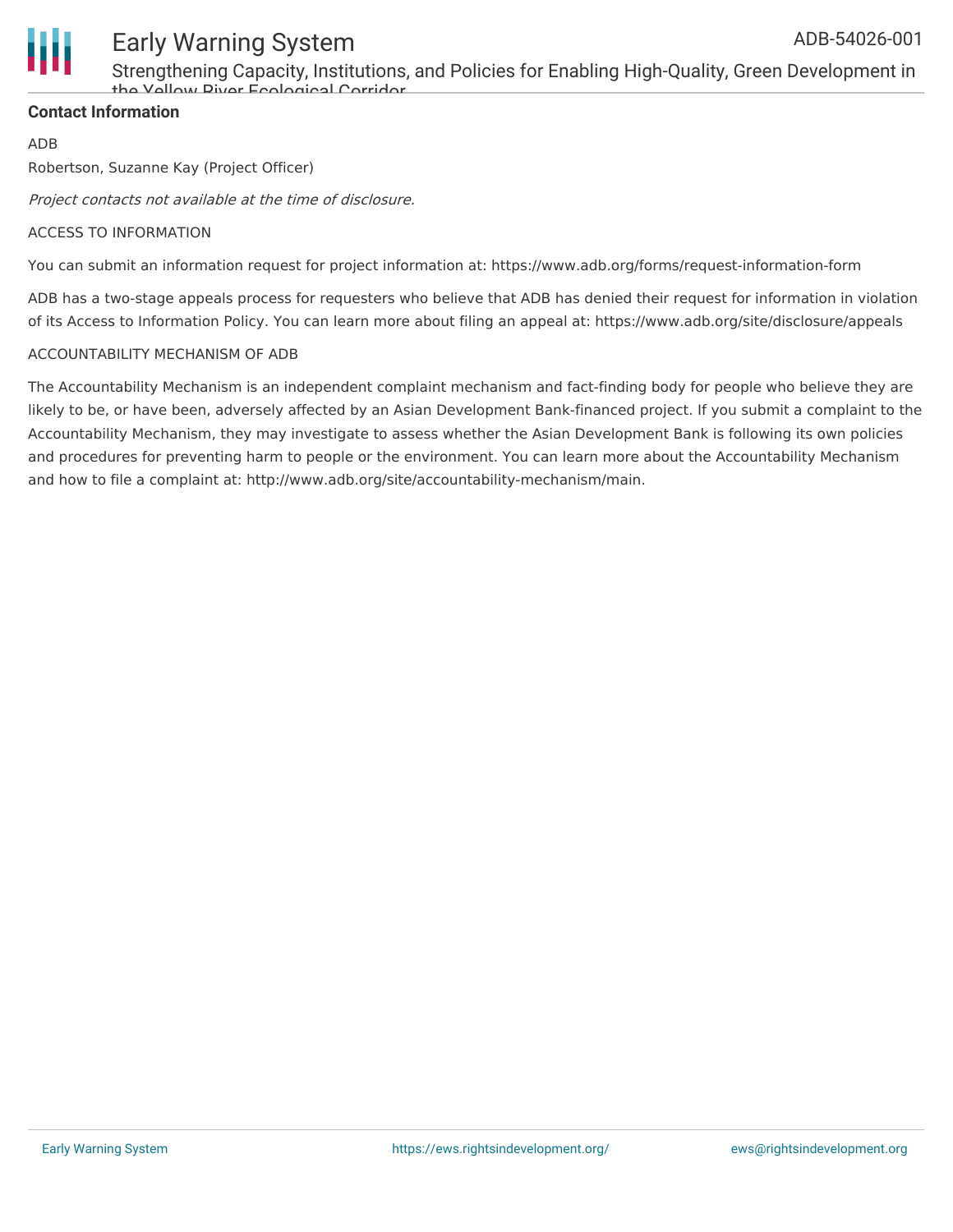**Contact Information**

ADB

Robertson, Suzanne Kay (Project Officer)

*Project contacts not available at the time of disclosure.*

ACCESS TO INFORMATION

You can submit an information request for project information at: https://www.adb.org/forms/request-information-form

ADB has a two-stage appeals process for requesters who believe that ADB has denied their request for information in violation of its Access to Information Policy. You can learn more about filing an appeal at: https://www.adb.org/site/disclosure/appeals

ACCOUNTABILITY MECHANISM OF ADB

The Accountability Mechanism is an independent complaint mechanism and fact-finding body for people who believe they are likely to be, or have been, adversely affected by an Asian Development Bank-financed project. If you submit a complaint to the Accountability Mechanism, they may investigate to assess whether the Asian Development Bank is following its own policies and procedures for preventing harm to people or the environment. You can learn more about the Accountability Mechanism and how to file a complaint at: http://www.adb.org/site/accountability-mechanism/main.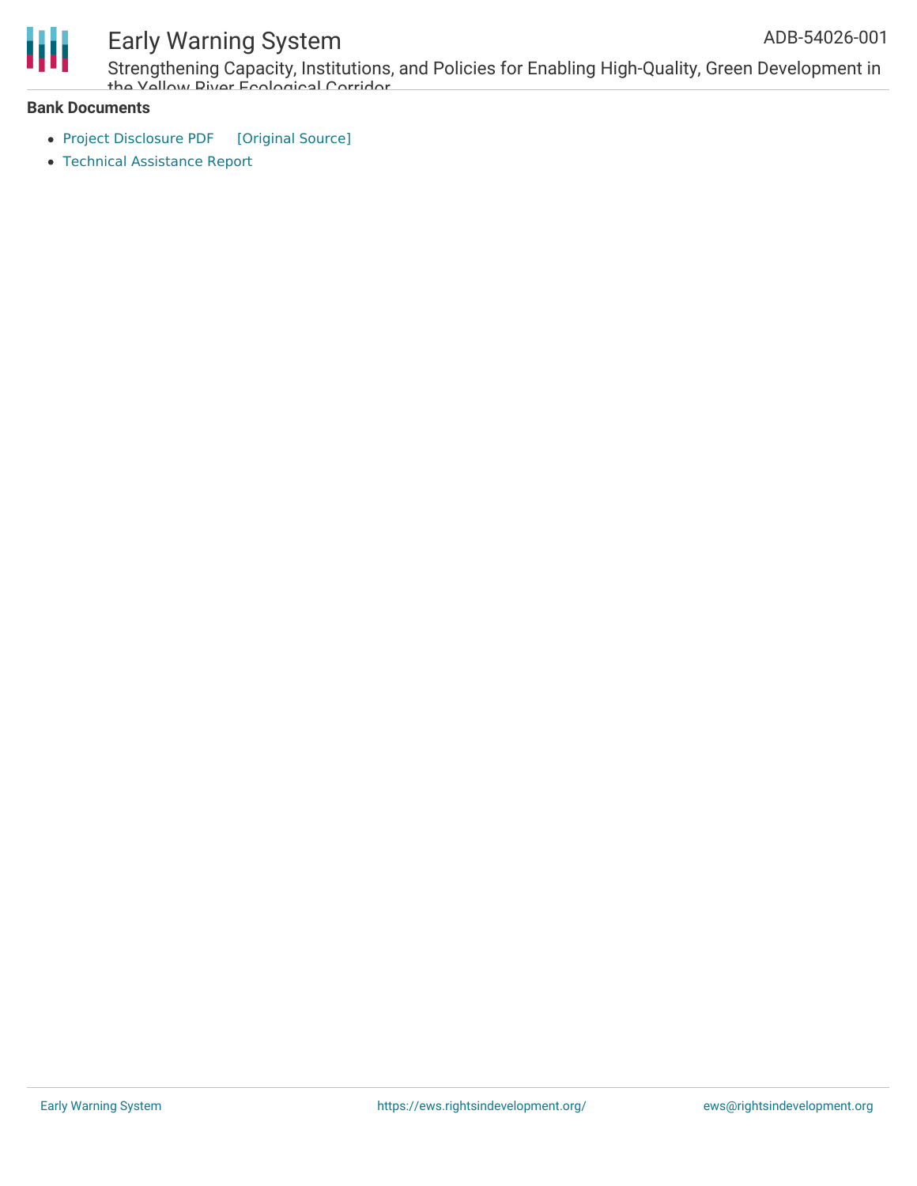**Bank Documents**

- Project Disclosure PDF [Original Source]
- Technical Assistance Report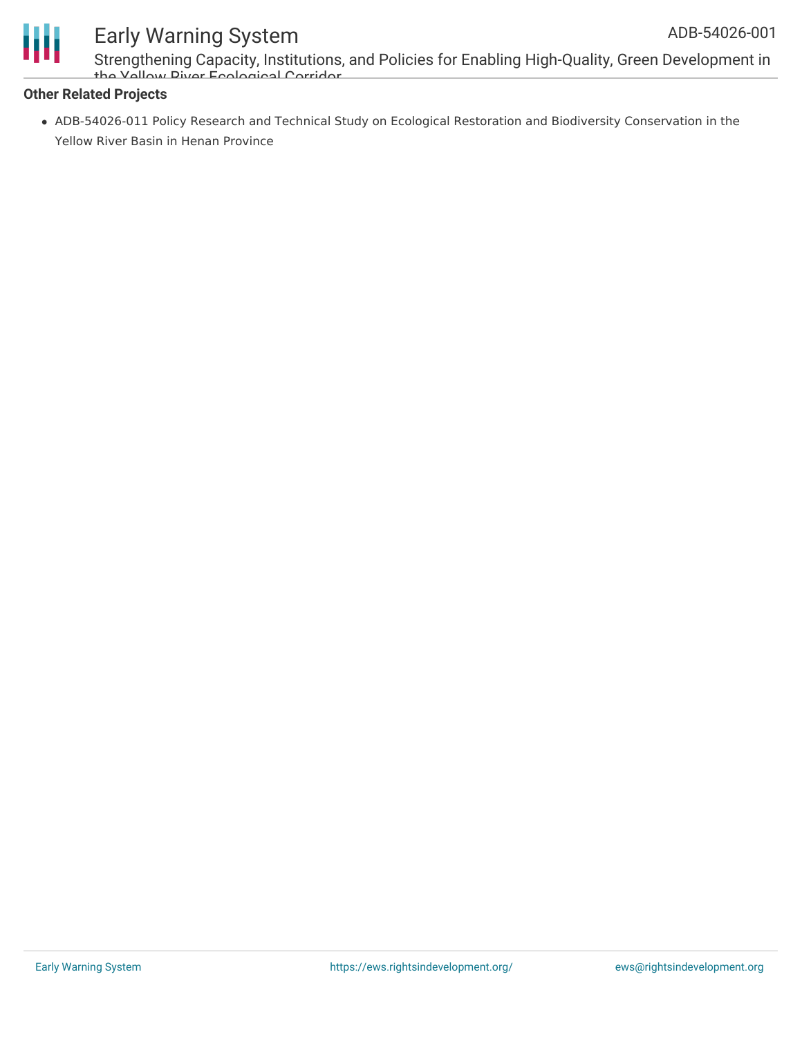**Other Related Projects**

- ADB-54026-011 Policy Research and Technical Study on Ecological Restoration and Biodiversity Conservation in the Yellow River Basin in Henan Province